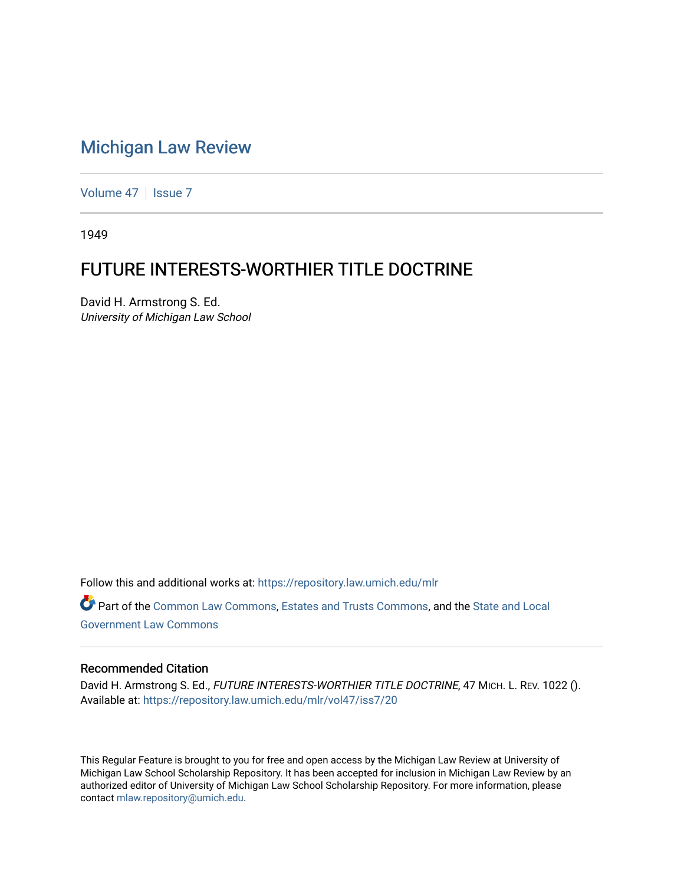# Michigan Law Review

Volume 47 | Issue 7

1949

## FUTURE INTERESTS-WORTHIER TITLE DOCTRINE

David H. Armstrong S. Ed.
*University of Michigan Law School*

Follow this and additional works at: https://repository.law.umich.edu/mlr

Part of the Common Law Commons, Estates and Trusts Commons, and the State and Local Government Law Commons

### Recommended Citation

David H. Armstrong S. Ed., *FUTURE INTERESTS-WORTHIER TITLE DOCTRINE*, 47 MICH. L. REV. 1022 ().
Available at: https://repository.law.umich.edu/mlr/vol47/iss7/20

This Regular Feature is brought to you for free and open access by the Michigan Law Review at University of Michigan Law School Scholarship Repository. It has been accepted for inclusion in Michigan Law Review by an authorized editor of University of Michigan Law School Scholarship Repository. For more information, please contact mlaw.repository@umich.edu.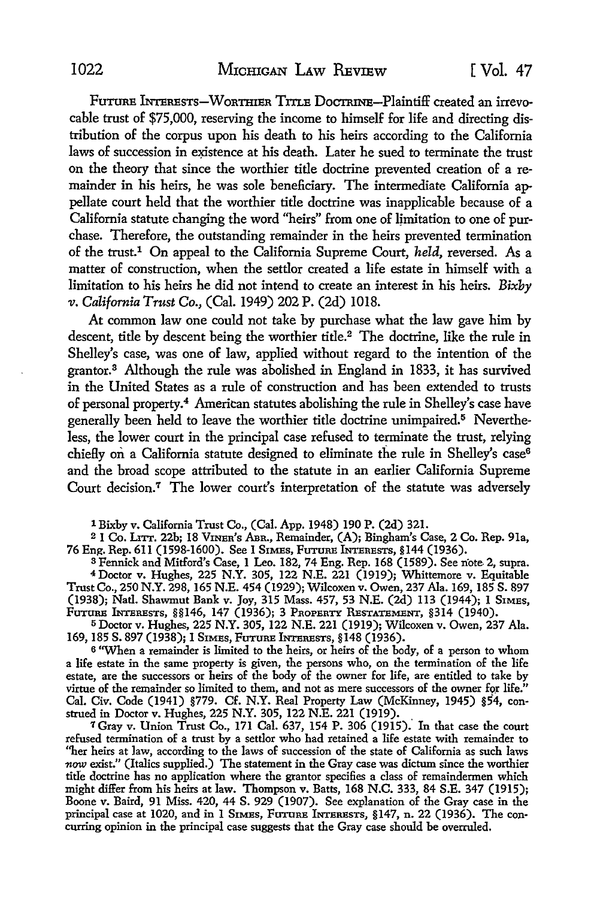FUTURE INTERESTS—WORTHIER TITLE DOCTRINE—Plaintiff created an irrevocable trust of $75,000, reserving the income to himself for life and directing distribution of the corpus upon his death to his heirs according to the California laws of succession in existence at his death. Later he sued to terminate the trust on the theory that since the worthier title doctrine prevented creation of a remainder in his heirs, he was sole beneficiary. The intermediate California appellate court held that the worthier title doctrine was inapplicable because of a California statute changing the word "heirs" from one of limitation to one of purchase. Therefore, the outstanding remainder in the heirs prevented termination of the trust.[1] On appeal to the California Supreme Court, *held,* reversed. As a matter of construction, when the settlor created a life estate in himself with a limitation to his heirs he did not intend to create an interest in his heirs. *Bixby v. California Trust Co.,* (Cal. 1949) 202 P. (2d) 1018.

At common law one could not take by purchase what the law gave him by descent, title by descent being the worthier title.[2] The doctrine, like the rule in Shelley's case, was one of law, applied without regard to the intention of the grantor.[3] Although the rule was abolished in England in 1833, it has survived in the United States as a rule of construction and has been extended to trusts of personal property.[4] American statutes abolishing the rule in Shelley's case have generally been held to leave the worthier title doctrine unimpaired.[5] Nevertheless, the lower court in the principal case refused to terminate the trust, relying chiefly on a California statute designed to eliminate the rule in Shelley's case[6] and the broad scope attributed to the statute in an earlier California Supreme Court decision.[7] The lower court's interpretation of the statute was adversely

---

[1] Bixby v. California Trust Co., (Cal. App. 1948) 190 P. (2d) 321.

[2] 1 Co. LITT. 22b; 18 VINER'S ABR., Remainder, (A); Bingham's Case, 2 Co. Rep. 91a, 76 Eng. Rep. 611 (1598-1600). See 1 SIMES, FUTURE INTERESTS, §144 (1936).

[3] Fennick and Mitford's Case, 1 Leo. 182, 74 Eng. Rep. 168 (1589). See note 2, supra.

[4] Doctor v. Hughes, 225 N.Y. 305, 122 N.E. 221 (1919); Whittemore v. Equitable Trust Co., 250 N.Y. 298, 165 N.E. 454 (1929); Wilcoxen v. Owen, 237 Ala. 169, 185 S. 897 (1938); Natl. Shawmut Bank v. Joy, 315 Mass. 457, 53 N.E. (2d) 113 (1944); 1 SIMES, FUTURE INTERESTS, §§146, 147 (1936); 3 PROPERTY RESTATEMENT, §314 (1940).

[5] Doctor v. Hughes, 225 N.Y. 305, 122 N.E. 221 (1919); Wilcoxen v. Owen, 237 Ala. 169, 185 S. 897 (1938); 1 SIMES, FUTURE INTERESTS, §148 (1936).

[6] "When a remainder is limited to the heirs, or heirs of the body, of a person to whom a life estate in the same property is given, the persons who, on the termination of the life estate, are the successors or heirs of the body of the owner for life, are entitled to take by virtue of the remainder so limited to them, and not as mere successors of the owner for life." Cal. Civ. Code (1941) §779. Cf. N.Y. Real Property Law (McKinney, 1945) §54, construed in Doctor v. Hughes, 225 N.Y. 305, 122 N.E. 221 (1919).

[7] Gray v. Union Trust Co., 171 Cal. 637, 154 P. 306 (1915). In that case the court refused termination of a trust by a settlor who had retained a life estate with remainder to "her heirs at law, according to the laws of succession of the state of California as such laws *now* exist." (Italics supplied.) The statement in the Gray case was dictum since the worthier title doctrine has no application where the grantor specifies a class of remaindermen which might differ from his heirs at law. Thompson v. Batts, 168 N.C. 333, 84 S.E. 347 (1915); Boone v. Baird, 91 Miss. 420, 44 S. 929 (1907). See explanation of the Gray case in the principal case at 1020, and in 1 SIMES, FUTURE INTERESTS, §147, n. 22 (1936). The concurring opinion in the principal case suggests that the Gray case should be overruled.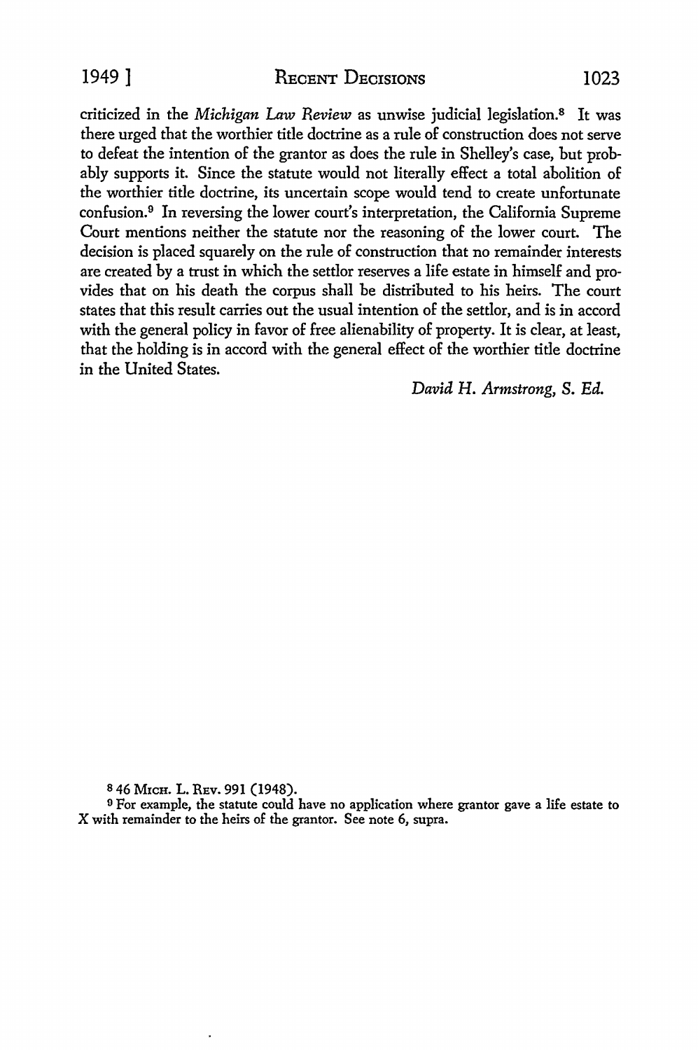criticized in the *Michigan Law Review* as unwise judicial legislation.[8] It was there urged that the worthier title doctrine as a rule of construction does not serve to defeat the intention of the grantor as does the rule in Shelley's case, but probably supports it. Since the statute would not literally effect a total abolition of the worthier title doctrine, its uncertain scope would tend to create unfortunate confusion.[9] In reversing the lower court's interpretation, the California Supreme Court mentions neither the statute nor the reasoning of the lower court. The decision is placed squarely on the rule of construction that no remainder interests are created by a trust in which the settlor reserves a life estate in himself and provides that on his death the corpus shall be distributed to his heirs. The court states that this result carries out the usual intention of the settlor, and is in accord with the general policy in favor of free alienability of property. It is clear, at least, that the holding is in accord with the general effect of the worthier title doctrine in the United States.

*David H. Armstrong, S. Ed.*

---

[8] 46 Mich. L. Rev. 991 (1948).

[9] For example, the statute could have no application where grantor gave a life estate to X with remainder to the heirs of the grantor. See note 6, supra.